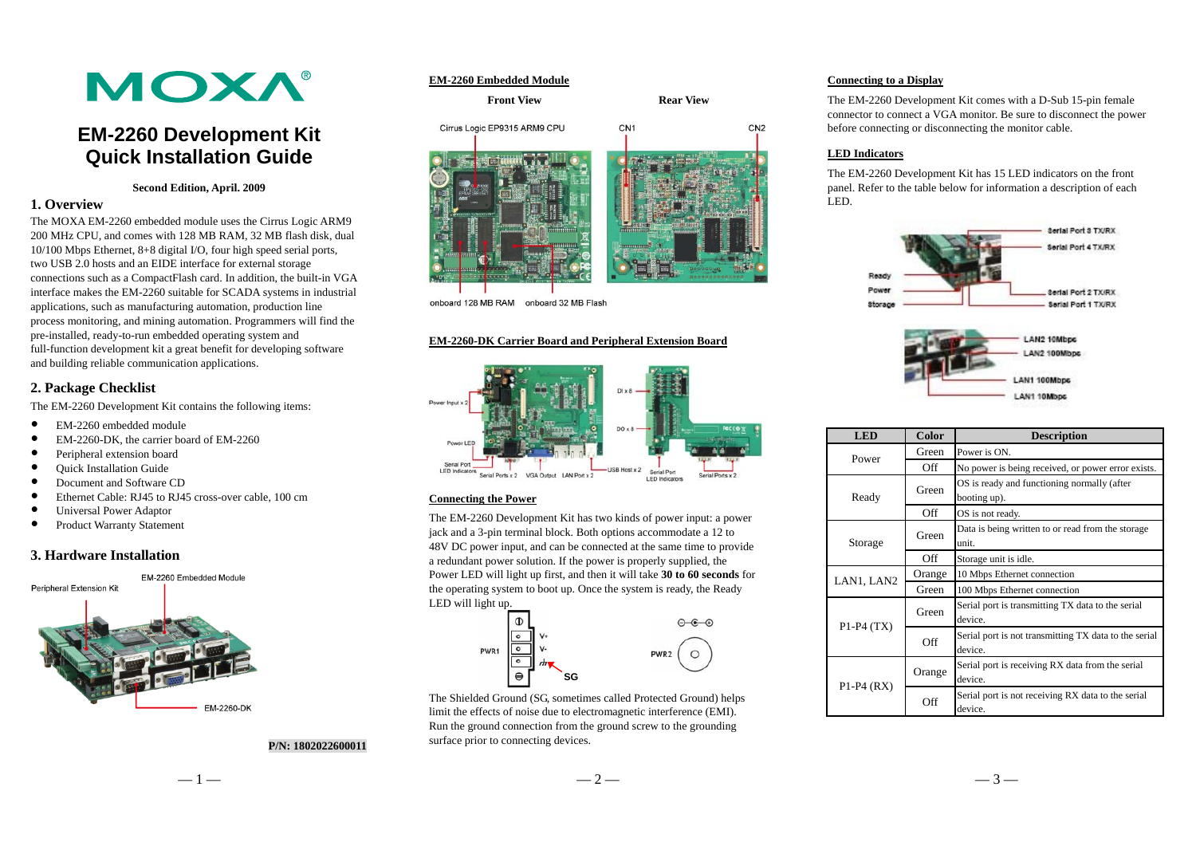# EM-2260 Development Kit Quick Installation Guide

**Second Edition, April. 2009**

## 1. Overview

The MOXA EM-2260 embedded module uses the Cirrus Logic ARM9 200 MHz CPU, and comes with 128 MB RAM, 32 MB flash disk, dual 10/100 Mbps Ethernet, 8+8 digital I/O, four high speed serial ports, two USB 2.0 hosts and an EIDE interface for external storage connections such as a CompactFlash card. In addition, the built-in VGA interface makes the EM-2260 suitable for SCADA systems in industrial applications, such as manufacturing automation, production line process monitoring, and mining automation. Programmers will find the pre-installed, ready-to-run embedded operating system and full-function development kit a great benefit for developing software and building reliable communication applications.

## 2. Package Checklist

The EM-2260 Development Kit contains the following items:

- EM-2260 embedded module
- EM-2260-DK, the carrier board of EM-2260
- Peripheral extension board
- Quick Installation Guide
- Document and Software CD
- Ethernet Cable: RJ45 to RJ45 cross-over cable, 100 cm
- Universal Power Adaptor
- Product Warranty Statement

## 3. Hardware Installation

Peripheral Extension Kit — EM-2260 Embedded Module — EM-2260-DK

**P/N: 1802022600011**

### EM-2260 Embedded Module

Front View — Rear View

Cirrus Logic EP9315 ARM9 CPU — CN1 — CN2

onboard 128 MB RAM — onboard 32 MB Flash

### EM-2260-DK Carrier Board and Peripheral Extension Board

Power Input x 2 — Power LED — Serial Port LED Indicators — Serial Ports x 2 — VGA Output — LAN Port x 2 — USB Host x 2 — DI x 8 — DO x 8 — Serial Port LED Indicators — Serial Ports x 2

### Connecting the Power

The EM-2260 Development Kit has two kinds of power input: a power jack and a 3-pin terminal block. Both options accommodate a 12 to 48V DC power input, and can be connected at the same time to provide a redundant power solution. If the power is properly supplied, the Power LED will light up first, and then it will take **30 to 60 seconds** for the operating system to boot up. Once the system is ready, the Ready LED will light up.

PWR1 (V+, V-, SG) — PWR2

The Shielded Ground (SG, sometimes called Protected Ground) helps limit the effects of noise due to electromagnetic interference (EMI). Run the ground connection from the ground screw to the grounding surface prior to connecting devices.

### Connecting to a Display

The EM-2260 Development Kit comes with a D-Sub 15-pin female connector to connect a VGA monitor. Be sure to disconnect the power before connecting or disconnecting the monitor cable.

### LED Indicators

The EM-2260 Development Kit has 15 LED indicators on the front panel. Refer to the table below for information a description of each LED.

Ready — Power — Storage — Serial Port 3 TX/RX — Serial Port 4 TX/RX — Serial Port 2 TX/RX — Serial Port 1 TX/RX

LAN2 10Mbps — LAN2 100Mbps — LAN1 100Mbps — LAN1 10Mbps

| LED | Color | Description |
|---|---|---|
| Power | Green | Power is ON. |
| | Off | No power is being received, or power error exists. |
| Ready | Green | OS is ready and functioning normally (after booting up). |
| | Off | OS is not ready. |
| Storage | Green | Data is being written to or read from the storage unit. |
| | Off | Storage unit is idle. |
| LAN1, LAN2 | Orange | 10 Mbps Ethernet connection |
| | Green | 100 Mbps Ethernet connection |
| P1-P4 (TX) | Green | Serial port is transmitting TX data to the serial device. |
| | Off | Serial port is not transmitting TX data to the serial device. |
| P1-P4 (RX) | Orange | Serial port is receiving RX data from the serial device. |
| | Off | Serial port is not receiving RX data to the serial device. |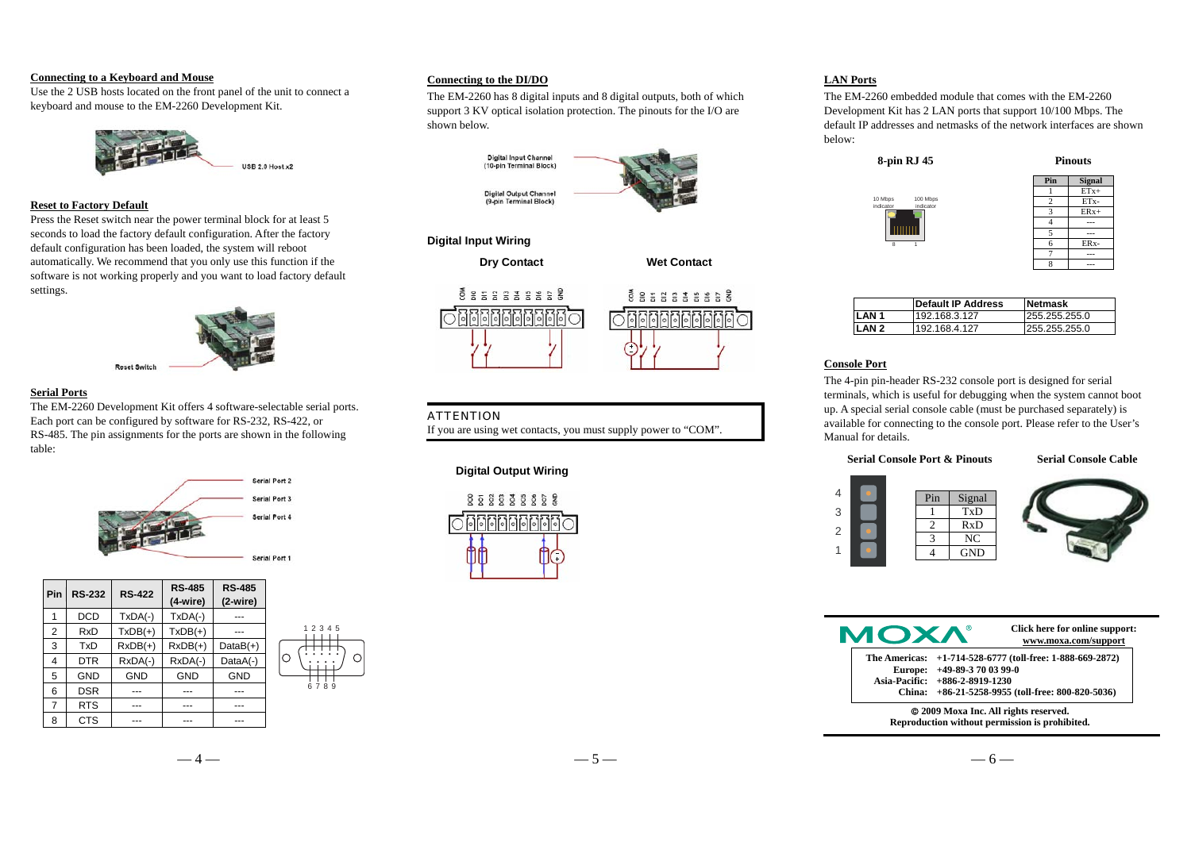## Connecting to a Keyboard and Mouse

Use the 2 USB hosts located on the front panel of the unit to connect a keyboard and mouse to the EM-2260 Development Kit.

USB 2.0 Host x2

## Reset to Factory Default

Press the Reset switch near the power terminal block for at least 5 seconds to load the factory default configuration. After the factory default configuration has been loaded, the system will reboot automatically. We recommend that you only use this function if the software is not working properly and you want to load factory default settings.

Reset Switch

## Serial Ports

The EM-2260 Development Kit offers 4 software-selectable serial ports. Each port can be configured by software for RS-232, RS-422, or RS-485. The pin assignments for the ports are shown in the following table:

Serial Port 2
Serial Port 3
Serial Port 4
Serial Port 1

| Pin | RS-232 | RS-422 | RS-485 (4-wire) | RS-485 (2-wire) |
|---|---|---|---|---|
| 1 | DCD | TxDA(-) | TxDA(-) | --- |
| 2 | RxD | TxDB(+) | TxDB(+) | --- |
| 3 | TxD | RxDB(+) | RxDB(+) | DataB(+) |
| 4 | DTR | RxDA(-) | RxDA(-) | DataA(-) |
| 5 | GND | GND | GND | GND |
| 6 | DSR | --- | --- | --- |
| 7 | RTS | --- | --- | --- |
| 8 | CTS | --- | --- | --- |

1 2 3 4 5
6 7 8 9

## Connecting to the DI/DO

The EM-2260 has 8 digital inputs and 8 digital outputs, both of which support 3 KV optical isolation protection. The pinouts for the I/O are shown below.

Digital Input Channel (10-pin Terminal Block)
Digital Output Channel (9-pin Terminal Block)

### Digital Input Wiring

Dry Contact

COM DI0 DI1 DI2 DI3 DI4 DI5 DI6 DI7 GND

Wet Contact

COM DI0 DI1 DI2 DI3 DI4 DI5 DI6 DI7 GND

**ATTENTION**

If you are using wet contacts, you must supply power to "COM".

### Digital Output Wiring

DO0 DO1 DO2 DO3 DO4 DO5 DO6 DO7 GND

## LAN Ports

The EM-2260 embedded module that comes with the EM-2260 Development Kit has 2 LAN ports that support 10/100 Mbps. The default IP addresses and netmasks of the network interfaces are shown below:

**8-pin RJ 45**

10 Mbps indicator
100 Mbps indicator
8 1

**Pinouts**

| Pin | Signal |
|---|---|
| 1 | ETx+ |
| 2 | ETx- |
| 3 | ERx+ |
| 4 | --- |
| 5 | --- |
| 6 | ERx- |
| 7 | --- |
| 8 | --- |

| | Default IP Address | Netmask |
|---|---|---|
| LAN 1 | 192.168.3.127 | 255.255.255.0 |
| LAN 2 | 192.168.4.127 | 255.255.255.0 |

## Console Port

The 4-pin pin-header RS-232 console port is designed for serial terminals, which is useful for debugging when the system cannot boot up. A special serial console cable (must be purchased separately) is available for connecting to the console port. Please refer to the User's Manual for details.

**Serial Console Port & Pinouts**

4
3
2
1

| Pin | Signal |
|---|---|
| 1 | TxD |
| 2 | RxD |
| 3 | NC |
| 4 | GND |

**Serial Console Cable**

MOXA®

**Click here for online support:**
**www.moxa.com/support**

**The Americas:** +1-714-528-6777 (toll-free: 1-888-669-2872)
**Europe:** +49-89-3 70 03 99-0
**Asia-Pacific:** +886-2-8919-1230
**China:** +86-21-5258-9955 (toll-free: 800-820-5036)

**© 2009 Moxa Inc. All rights reserved.**
**Reproduction without permission is prohibited.**